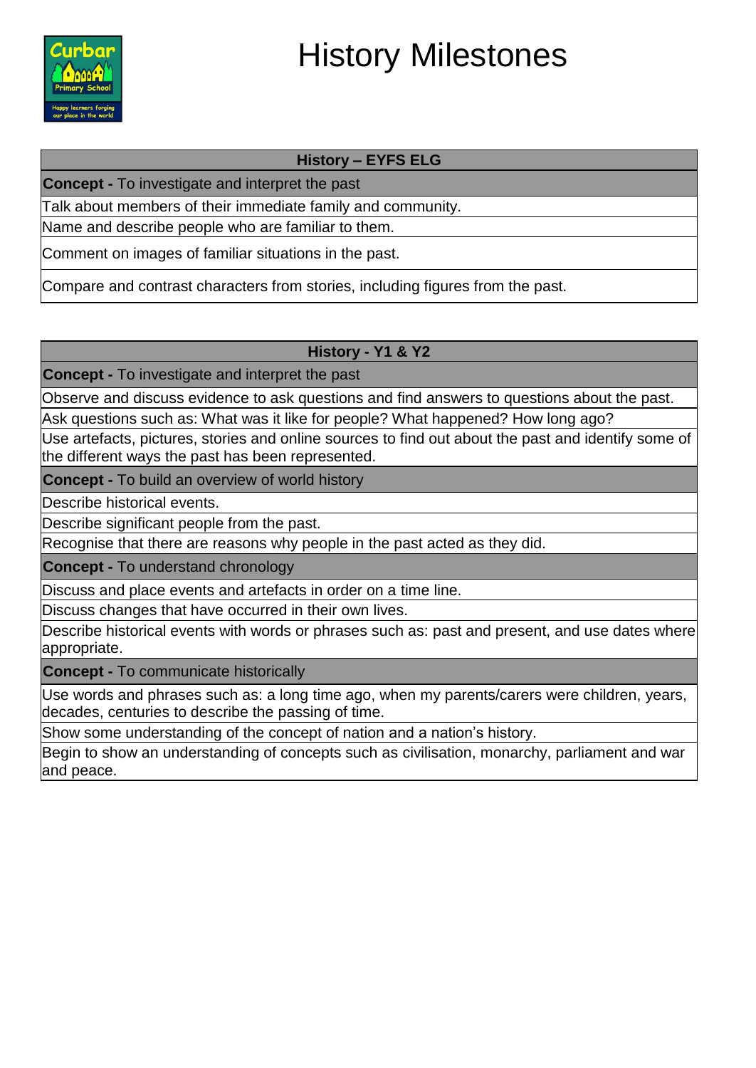# History Milestones

| History – EYFS ELG |
|---|
| **Concept -** To investigate and interpret the past |
| Talk about members of their immediate family and community. |
| Name and describe people who are familiar to them. |
| Comment on images of familiar situations in the past. |
| Compare and contrast characters from stories, including figures from the past. |

| History - Y1 & Y2 |
|---|
| **Concept -** To investigate and interpret the past |
| Observe and discuss evidence to ask questions and find answers to questions about the past. |
| Ask questions such as: What was it like for people? What happened? How long ago? |
| Use artefacts, pictures, stories and online sources to find out about the past and identify some of the different ways the past has been represented. |
| **Concept -** To build an overview of world history |
| Describe historical events. |
| Describe significant people from the past. |
| Recognise that there are reasons why people in the past acted as they did. |
| **Concept -** To understand chronology |
| Discuss and place events and artefacts in order on a time line. |
| Discuss changes that have occurred in their own lives. |
| Describe historical events with words or phrases such as: past and present, and use dates where appropriate. |
| **Concept -** To communicate historically |
| Use words and phrases such as: a long time ago, when my parents/carers were children, years, decades, centuries to describe the passing of time. |
| Show some understanding of the concept of nation and a nation's history. |
| Begin to show an understanding of concepts such as civilisation, monarchy, parliament and war and peace. |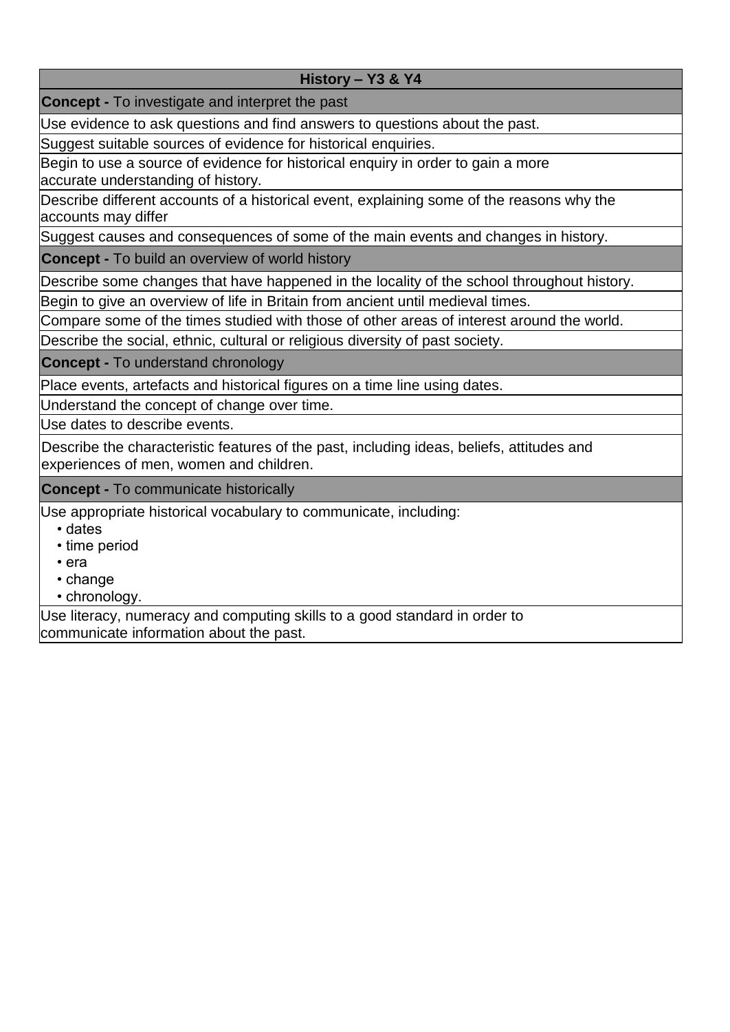| History – Y3 & Y4 |
| --- |
| **Concept -** To investigate and interpret the past |
| Use evidence to ask questions and find answers to questions about the past. |
| Suggest suitable sources of evidence for historical enquiries. |
| Begin to use a source of evidence for historical enquiry in order to gain a more accurate understanding of history. |
| Describe different accounts of a historical event, explaining some of the reasons why the accounts may differ |
| Suggest causes and consequences of some of the main events and changes in history. |
| **Concept -** To build an overview of world history |
| Describe some changes that have happened in the locality of the school throughout history. |
| Begin to give an overview of life in Britain from ancient until medieval times. |
| Compare some of the times studied with those of other areas of interest around the world. |
| Describe the social, ethnic, cultural or religious diversity of past society. |
| **Concept -** To understand chronology |
| Place events, artefacts and historical figures on a time line using dates. |
| Understand the concept of change over time. |
| Use dates to describe events. |
| Describe the characteristic features of the past, including ideas, beliefs, attitudes and experiences of men, women and children. |
| **Concept -** To communicate historically |
| Use appropriate historical vocabulary to communicate, including: • dates • time period • era • change • chronology. |
| Use literacy, numeracy and computing skills to a good standard in order to communicate information about the past. |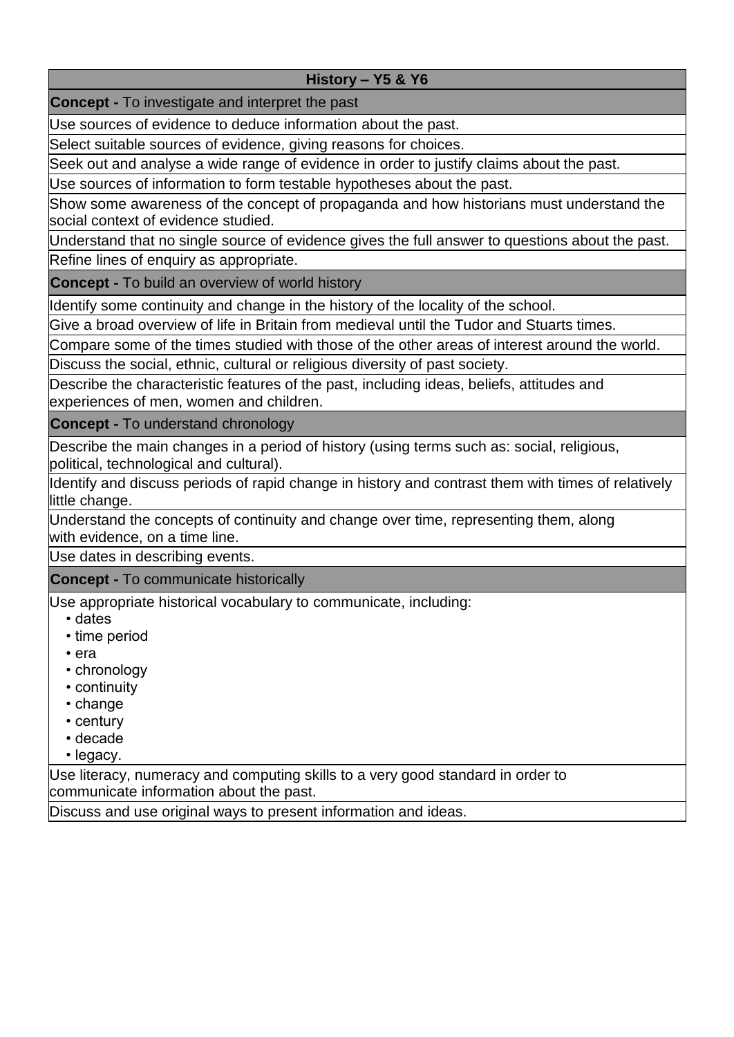| History – Y5 & Y6 |
|---|
| **Concept -** To investigate and interpret the past |
| Use sources of evidence to deduce information about the past. |
| Select suitable sources of evidence, giving reasons for choices. |
| Seek out and analyse a wide range of evidence in order to justify claims about the past. |
| Use sources of information to form testable hypotheses about the past. |
| Show some awareness of the concept of propaganda and how historians must understand the social context of evidence studied. |
| Understand that no single source of evidence gives the full answer to questions about the past. |
| Refine lines of enquiry as appropriate. |
| **Concept -** To build an overview of world history |
| Identify some continuity and change in the history of the locality of the school. |
| Give a broad overview of life in Britain from medieval until the Tudor and Stuarts times. |
| Compare some of the times studied with those of the other areas of interest around the world. |
| Discuss the social, ethnic, cultural or religious diversity of past society. |
| Describe the characteristic features of the past, including ideas, beliefs, attitudes and experiences of men, women and children. |
| **Concept -** To understand chronology |
| Describe the main changes in a period of history (using terms such as: social, religious, political, technological and cultural). |
| Identify and discuss periods of rapid change in history and contrast them with times of relatively little change. |
| Understand the concepts of continuity and change over time, representing them, along with evidence, on a time line. |
| Use dates in describing events. |
| **Concept -** To communicate historically |
| Use appropriate historical vocabulary to communicate, including: • dates • time period • era • chronology • continuity • change • century • decade • legacy. |
| Use literacy, numeracy and computing skills to a very good standard in order to communicate information about the past. |
| Discuss and use original ways to present information and ideas. |